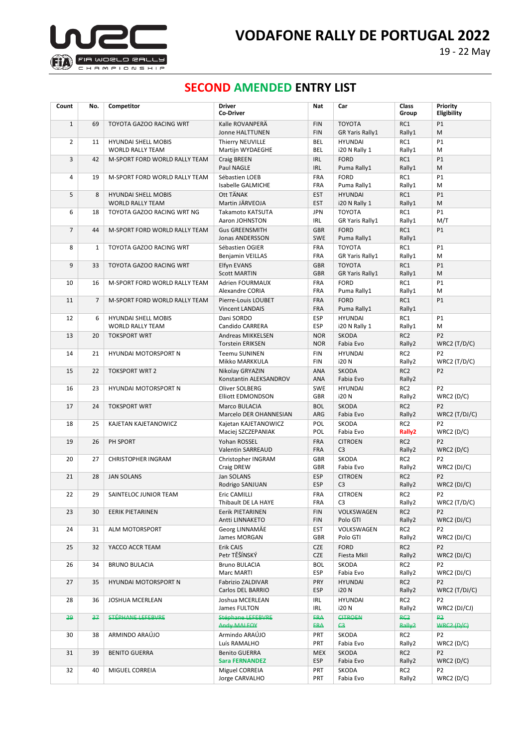# VODAFONE RALLY DE PORTUGAL 2022

19 - 22 May

## SECOND AMENDED ENTRY LIST

| Count | No. | Competitor | Driver<br>Co-Driver | Nat | Car | Class<br>Group | Priority<br>Eligibility |
|---|---|---|---|---|---|---|---|
| 1 | 69 | TOYOTA GAZOO RACING WRT | Kalle ROVANPERÄ<br>Jonne HALTTUNEN | FIN<br>FIN | TOYOTA<br>GR Yaris Rally1 | RC1<br>Rally1 | P1<br>M |
| 2 | 11 | HYUNDAI SHELL MOBIS WORLD RALLY TEAM | Thierry NEUVILLE<br>Martijn WYDAEGHE | BEL<br>BEL | HYUNDAI<br>i20 N Rally 1 | RC1<br>Rally1 | P1<br>M |
| 3 | 42 | M-SPORT FORD WORLD RALLY TEAM | Craig BREEN<br>Paul NAGLE | IRL<br>IRL | FORD<br>Puma Rally1 | RC1<br>Rally1 | P1<br>M |
| 4 | 19 | M-SPORT FORD WORLD RALLY TEAM | Sébastien LOEB<br>Isabelle GALMICHE | FRA<br>FRA | FORD<br>Puma Rally1 | RC1<br>Rally1 | P1<br>M |
| 5 | 8 | HYUNDAI SHELL MOBIS WORLD RALLY TEAM | Ott TÄNAK<br>Martin JÄRVEOJA | EST<br>EST | HYUNDAI<br>i20 N Rally 1 | RC1<br>Rally1 | P1<br>M |
| 6 | 18 | TOYOTA GAZOO RACING WRT NG | Takamoto KATSUTA<br>Aaron JOHNSTON | JPN<br>IRL | TOYOTA<br>GR Yaris Rally1 | RC1<br>Rally1 | P1<br>M/T |
| 7 | 44 | M-SPORT FORD WORLD RALLY TEAM | Gus GREENSMITH<br>Jonas ANDERSSON | GBR<br>SWE | FORD<br>Puma Rally1 | RC1<br>Rally1 | P1 |
| 8 | 1 | TOYOTA GAZOO RACING WRT | Sébastien OGIER<br>Benjamin VEILLAS | FRA<br>FRA | TOYOTA<br>GR Yaris Rally1 | RC1<br>Rally1 | P1<br>M |
| 9 | 33 | TOYOTA GAZOO RACING WRT | Elfyn EVANS<br>Scott MARTIN | GBR<br>GBR | TOYOTA<br>GR Yaris Rally1 | RC1<br>Rally1 | P1<br>M |
| 10 | 16 | M-SPORT FORD WORLD RALLY TEAM | Adrien FOURMAUX<br>Alexandre CORIA | FRA<br>FRA | FORD<br>Puma Rally1 | RC1<br>Rally1 | P1<br>M |
| 11 | 7 | M-SPORT FORD WORLD RALLY TEAM | Pierre-Louis LOUBET<br>Vincent LANDAIS | FRA<br>FRA | FORD<br>Puma Rally1 | RC1<br>Rally1 | P1 |
| 12 | 6 | HYUNDAI SHELL MOBIS WORLD RALLY TEAM | Dani SORDO<br>Candido CARRERA | ESP<br>ESP | HYUNDAI<br>i20 N Rally 1 | RC1<br>Rally1 | P1<br>M |
| 13 | 20 | TOKSPORT WRT | Andreas MIKKELSEN<br>Torstein ERIKSEN | NOR<br>NOR | SKODA<br>Fabia Evo | RC2<br>Rally2 | P2<br>WRC2 (T/D/C) |
| 14 | 21 | HYUNDAI MOTORSPORT N | Teemu SUNINEN<br>Mikko MARKKULA | FIN<br>FIN | HYUNDAI<br>i20 N | RC2<br>Rally2 | P2<br>WRC2 (T/D/C) |
| 15 | 22 | TOKSPORT WRT 2 | Nikolay GRYAZIN<br>Konstantin ALEKSANDROV | ANA<br>ANA | SKODA<br>Fabia Evo | RC2<br>Rally2 | P2 |
| 16 | 23 | HYUNDAI MOTORSPORT N | Oliver SOLBERG<br>Elliott EDMONDSON | SWE<br>GBR | HYUNDAI<br>i20 N | RC2<br>Rally2 | P2<br>WRC2 (D/C) |
| 17 | 24 | TOKSPORT WRT | Marco BULACIA<br>Marcelo DER OHANNESIAN | BOL<br>ARG | SKODA<br>Fabia Evo | RC2<br>Rally2 | P2<br>WRC2 (T/D/C) |
| 18 | 25 | KAJETAN KAJETANOWICZ | Kajetan KAJETANOWICZ<br>Maciej SZCZEPANIAK | POL<br>POL | SKODA<br>Fabia Evo | RC2<br>Rally2 | P2<br>WRC2 (D/C) |
| 19 | 26 | PH SPORT | Yohan ROSSEL<br>Valentin SARREAUD | FRA<br>FRA | CITROEN<br>C3 | RC2<br>Rally2 | P2<br>WRC2 (D/C) |
| 20 | 27 | CHRISTOPHER INGRAM | Christopher INGRAM<br>Craig DREW | GBR<br>GBR | SKODA<br>Fabia Evo | RC2<br>Rally2 | P2<br>WRC2 (DJ/C) |
| 21 | 28 | JAN SOLANS | Jan SOLANS<br>Rodrigo SANJUAN | ESP<br>ESP | CITROEN<br>C3 | RC2<br>Rally2 | P2<br>WRC2 (DJ/C) |
| 22 | 29 | SAINTELOC JUNIOR TEAM | Eric CAMILLI<br>Thibault DE LA HAYE | FRA<br>FRA | CITROEN<br>C3 | RC2<br>Rally2 | P2<br>WRC2 (T/D/C) |
| 23 | 30 | EERIK PIETARINEN | Eerik PIETARINEN<br>Antti LINNAKETO | FIN<br>FIN | VOLKSWAGEN<br>Polo GTI | RC2<br>Rally2 | P2<br>WRC2 (DJ/C) |
| 24 | 31 | ALM MOTORSPORT | Georg LINNAMÄE<br>James MORGAN | EST<br>GBR | VOLKSWAGEN<br>Polo GTI | RC2<br>Rally2 | P2<br>WRC2 (DJ/C) |
| 25 | 32 | YACCO ACCR TEAM | Erik CAIS<br>Petr TĚŠÍNSKÝ | CZE<br>CZE | FORD<br>Fiesta MkII | RC2<br>Rally2 | P2<br>WRC2 (DJ/C) |
| 26 | 34 | BRUNO BULACIA | Bruno BULACIA<br>Marc MARTI | BOL<br>ESP | SKODA<br>Fabia Evo | RC2<br>Rally2 | P2<br>WRC2 (DJ/C) |
| 27 | 35 | HYUNDAI MOTORSPORT N | Fabrizio ZALDIVAR<br>Carlos DEL BARRIO | PRY<br>ESP | HYUNDAI<br>i20 N | RC2<br>Rally2 | P2<br>WRC2 (T/DJ/C) |
| 28 | 36 | JOSHUA MCERLEAN | Joshua MCERLEAN<br>James FULTON | IRL<br>IRL | HYUNDAI<br>i20 N | RC2<br>Rally2 | P2<br>WRC2 (DJ/CJ) |
| ~~29~~ | ~~37~~ | ~~STÉPHANE LEFEBVRE~~ | ~~Stéphane LEFEBVRE~~<br>~~Andy MALFOY~~ | ~~FRA~~<br>~~FRA~~ | ~~CITROEN~~<br>~~C3~~ | ~~RC2~~<br>~~Rally2~~ | ~~P2~~<br>~~WRC2 (D/C)~~ |
| 30 | 38 | ARMINDO ARAÚJO | Armindo ARAÚJO<br>Luís RAMALHO | PRT<br>PRT | SKODA<br>Fabia Evo | RC2<br>Rally2 | P2<br>WRC2 (D/C) |
| 31 | 39 | BENITO GUERRA | Benito GUERRA<br>Sara FERNANDEZ | MEX<br>ESP | SKODA<br>Fabia Evo | RC2<br>Rally2 | P2<br>WRC2 (D/C) |
| 32 | 40 | MIGUEL CORREIA | Miguel CORREIA<br>Jorge CARVALHO | PRT<br>PRT | SKODA<br>Fabia Evo | RC2<br>Rally2 | P2<br>WRC2 (D/C) |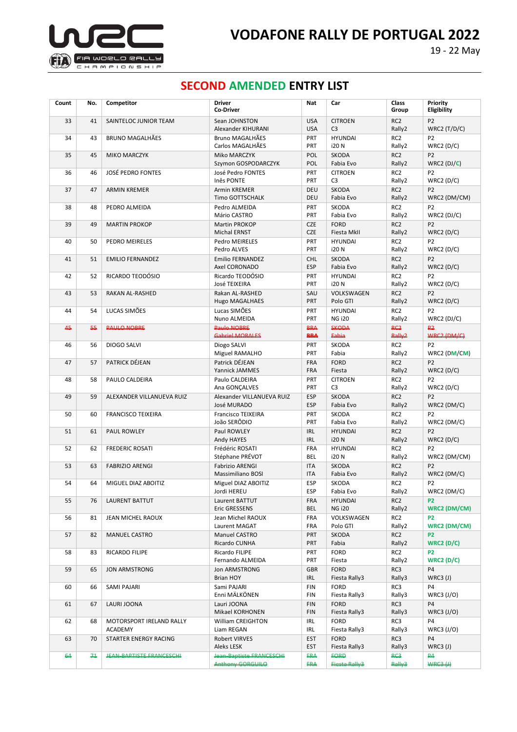# VODAFONE RALLY DE PORTUGAL 2022

19 - 22 May

## SECOND AMENDED ENTRY LIST

| Count | No. | Competitor | Driver<br>Co-Driver | Nat | Car | Class<br>Group | Priority<br>Eligibility |
|---|---|---|---|---|---|---|---|
| 33 | 41 | SAINTELOC JUNIOR TEAM | Sean JOHNSTON<br>Alexander KIHURANI | USA<br>USA | CITROEN<br>C3 | RC2<br>Rally2 | P2<br>WRC2 (T/D/C) |
| 34 | 43 | BRUNO MAGALHÃES | Bruno MAGALHÃES<br>Carlos MAGALHÃES | PRT<br>PRT | HYUNDAI<br>i20 N | RC2<br>Rally2 | P2<br>WRC2 (D/C) |
| 35 | 45 | MIKO MARCZYK | Miko MARCZYK<br>Szymon GOSPODARCZYK | POL<br>POL | SKODA<br>Fabia Evo | RC2<br>Rally2 | P2<br>WRC2 (DJ/C) |
| 36 | 46 | JOSÉ PEDRO FONTES | José Pedro FONTES<br>Inês PONTE | PRT<br>PRT | CITROEN<br>C3 | RC2<br>Rally2 | P2<br>WRC2 (D/C) |
| 37 | 47 | ARMIN KREMER | Armin KREMER<br>Timo GOTTSCHALK | DEU<br>DEU | SKODA<br>Fabia Evo | RC2<br>Rally2 | P2<br>WRC2 (DM/CM) |
| 38 | 48 | PEDRO ALMEIDA | Pedro ALMEIDA<br>Mário CASTRO | PRT<br>PRT | SKODA<br>Fabia Evo | RC2<br>Rally2 | P2<br>WRC2 (DJ/C) |
| 39 | 49 | MARTIN PROKOP | Martin PROKOP<br>Michal ERNST | CZE<br>CZE | FORD<br>Fiesta MkII | RC2<br>Rally2 | P2<br>WRC2 (D/C) |
| 40 | 50 | PEDRO MEIRELES | Pedro MEIRELES<br>Pedro ALVES | PRT<br>PRT | HYUNDAI<br>i20 N | RC2<br>Rally2 | P2<br>WRC2 (D/C) |
| 41 | 51 | EMILIO FERNANDEZ | Emilio FERNANDEZ<br>Axel CORONADO | CHL<br>ESP | SKODA<br>Fabia Evo | RC2<br>Rally2 | P2<br>WRC2 (D/C) |
| 42 | 52 | RICARDO TEODÓSIO | Ricardo TEODÓSIO<br>José TEIXEIRA | PRT<br>PRT | HYUNDAI<br>i20 N | RC2<br>Rally2 | P2<br>WRC2 (D/C) |
| 43 | 53 | RAKAN AL-RASHED | Rakan AL-RASHED<br>Hugo MAGALHAES | SAU<br>PRT | VOLKSWAGEN<br>Polo GTI | RC2<br>Rally2 | P2<br>WRC2 (D/C) |
| 44 | 54 | LUCAS SIMÕES | Lucas SIMÕES<br>Nuno ALMEIDA | PRT<br>PRT | HYUNDAI<br>NG i20 | RC2<br>Rally2 | P2<br>WRC2 (DJ/C) |
| ~~45~~ | ~~55~~ | ~~PAULO NOBRE~~ | ~~Paulo NOBRE~~<br>~~Gabriel MORALES~~ | ~~BRA~~<br>~~BRA~~ | ~~SKODA~~<br>~~Fabia~~ | ~~RC2~~<br>~~Rally2~~ | ~~P2~~<br>~~WRC2 (DM/C)~~ |
| 46 | 56 | DIOGO SALVI | Diogo SALVI<br>Miguel RAMALHO | PRT<br>PRT | SKODA<br>Fabia | RC2<br>Rally2 | P2<br>WRC2 (DM/CM) |
| 47 | 57 | PATRICK DÉJEAN | Patrick DÉJEAN<br>Yannick JAMMES | FRA<br>FRA | FORD<br>Fiesta | RC2<br>Rally2 | P2<br>WRC2 (D/C) |
| 48 | 58 | PAULO CALDEIRA | Paulo CALDEIRA<br>Ana GONÇALVES | PRT<br>PRT | CITROEN<br>C3 | RC2<br>Rally2 | P2<br>WRC2 (D/C) |
| 49 | 59 | ALEXANDER VILLANUEVA RUIZ | Alexander VILLANUEVA RUIZ<br>José MURADO | ESP<br>ESP | SKODA<br>Fabia Evo | RC2<br>Rally2 | P2<br>WRC2 (DM/C) |
| 50 | 60 | FRANCISCO TEIXEIRA | Francisco TEIXEIRA<br>João SERÔDIO | PRT<br>PRT | SKODA<br>Fabia Evo | RC2<br>Rally2 | P2<br>WRC2 (DM/C) |
| 51 | 61 | PAUL ROWLEY | Paul ROWLEY<br>Andy HAYES | IRL<br>IRL | HYUNDAI<br>i20 N | RC2<br>Rally2 | P2<br>WRC2 (D/C) |
| 52 | 62 | FREDERIC ROSATI | Frédéric ROSATI<br>Stéphane PRÉVOT | FRA<br>BEL | HYUNDAI<br>i20 N | RC2<br>Rally2 | P2<br>WRC2 (DM/CM) |
| 53 | 63 | FABRIZIO ARENGI | Fabrizio ARENGI<br>Massimiliano BOSI | ITA<br>ITA | SKODA<br>Fabia Evo | RC2<br>Rally2 | P2<br>WRC2 (DM/C) |
| 54 | 64 | MIGUEL DIAZ ABOITIZ | Miguel DIAZ ABOITIZ<br>Jordi HEREU | ESP<br>ESP | SKODA<br>Fabia Evo | RC2<br>Rally2 | P2<br>WRC2 (DM/C) |
| 55 | 76 | LAURENT BATTUT | Laurent BATTUT<br>Eric GRESSENS | FRA<br>BEL | HYUNDAI<br>NG i20 | RC2<br>Rally2 | **P2**<br>**WRC2 (DM/CM)** |
| 56 | 81 | JEAN MICHEL RAOUX | Jean Michel RAOUX<br>Laurent MAGAT | FRA<br>FRA | VOLKSWAGEN<br>Polo GTI | RC2<br>Rally2 | **P2**<br>**WRC2 (DM/CM)** |
| 57 | 82 | MANUEL CASTRO | Manuel CASTRO<br>Ricardo CUNHA | PRT<br>PRT | SKODA<br>Fabia | RC2<br>Rally2 | **P2**<br>**WRC2 (D/C)** |
| 58 | 83 | RICARDO FILIPE | Ricardo FILIPE<br>Fernando ALMEIDA | PRT<br>PRT | FORD<br>Fiesta | RC2<br>Rally2 | **P2**<br>**WRC2 (D/C)** |
| 59 | 65 | JON ARMSTRONG | Jon ARMSTRONG<br>Brian HOY | GBR<br>IRL | FORD<br>Fiesta Rally3 | RC3<br>Rally3 | P4<br>WRC3 (J) |
| 60 | 66 | SAMI PAJARI | Sami PAJARI<br>Enni MÄLKÖNEN | FIN<br>FIN | FORD<br>Fiesta Rally3 | RC3<br>Rally3 | P4<br>WRC3 (J/O) |
| 61 | 67 | LAURI JOONA | Lauri JOONA<br>Mikael KORHONEN | FIN<br>FIN | FORD<br>Fiesta Rally3 | RC3<br>Rally3 | P4<br>WRC3 (J/O) |
| 62 | 68 | MOTORSPORT IRELAND RALLY ACADEMY | William CREIGHTON<br>Liam REGAN | IRL<br>IRL | FORD<br>Fiesta Rally3 | RC3<br>Rally3 | P4<br>WRC3 (J/O) |
| 63 | 70 | STARTER ENERGY RACING | Robert VIRVES<br>Aleks LESK | EST<br>EST | FORD<br>Fiesta Rally3 | RC3<br>Rally3 | P4<br>WRC3 (J) |
| ~~64~~ | ~~71~~ | ~~JEAN-BAPTISTE FRANCESCHI~~ | ~~Jean-Baptiste FRANCESCHI~~<br>~~Anthony GORGUILO~~ | ~~FRA~~<br>~~FRA~~ | ~~FORD~~<br>~~Fiesta Rally3~~ | ~~RC3~~<br>~~Rally3~~ | ~~P4~~<br>~~WRC3 (J)~~ |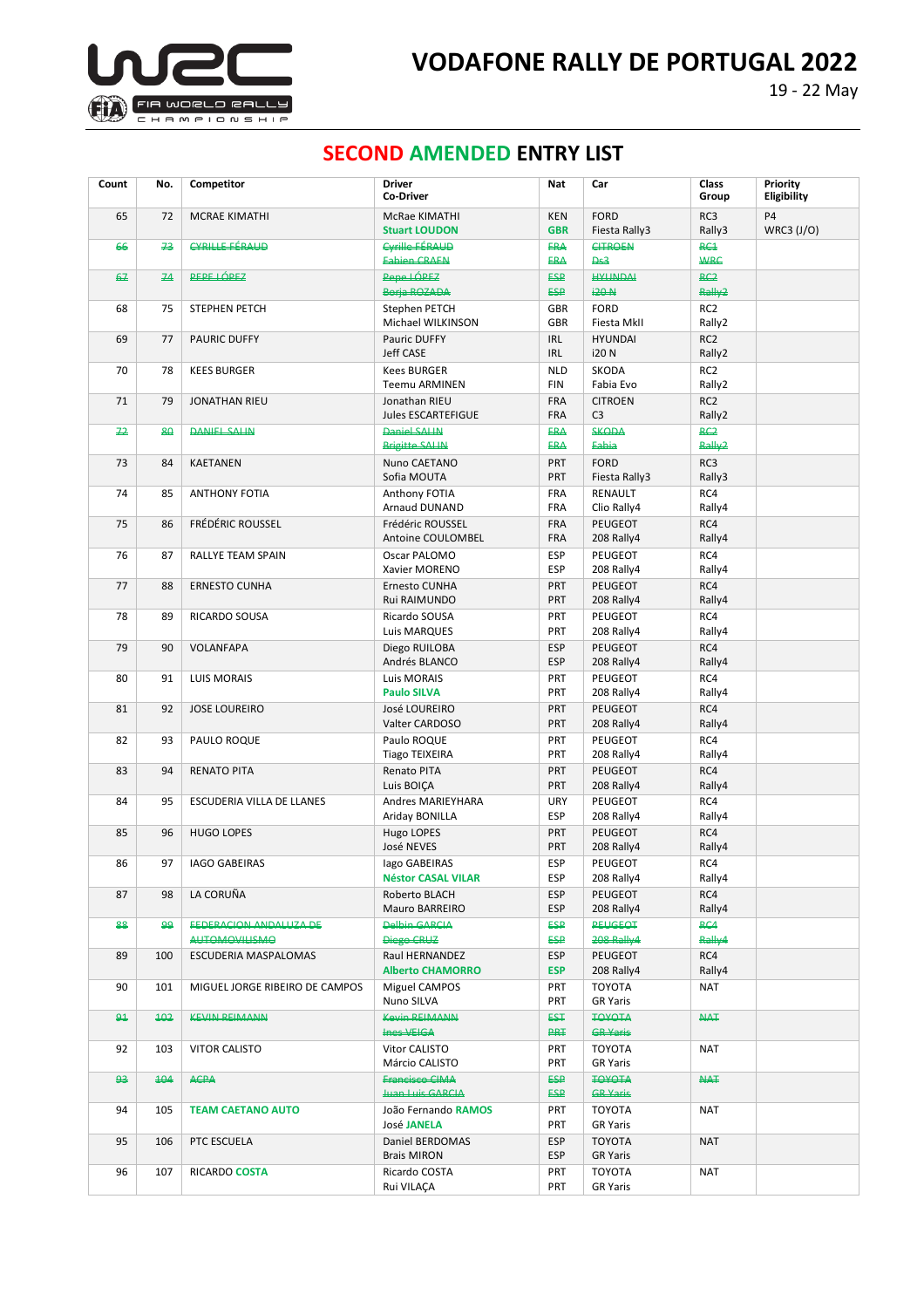# VODAFONE RALLY DE PORTUGAL 2022

19 - 22 May

## SECOND AMENDED ENTRY LIST

| Count | No. | Competitor | Driver<br>Co-Driver | Nat | Car | Class<br>Group | Priority<br>Eligibility |
|---|---|---|---|---|---|---|---|
| 65 | 72 | MCRAE KIMATHI | McRae KIMATHI<br>**Stuart LOUDON** | KEN<br>**GBR** | FORD<br>Fiesta Rally3 | RC3<br>Rally3 | P4<br>WRC3 (J/O) |
| ~~66~~ | ~~73~~ | ~~CYRILLE FÉRAUD~~ | ~~Cyrille FÉRAUD~~<br>~~Fabien CRAEN~~ | ~~FRA~~<br>~~FRA~~ | ~~CITROEN~~<br>~~Ds3~~ | ~~RC1~~<br>~~WRC~~ | |
| ~~67~~ | ~~74~~ | ~~PEPE LÓPEZ~~ | ~~Pepe LÓPEZ~~<br>~~Borja ROZADA~~ | ~~ESP~~<br>~~ESP~~ | ~~HYUNDAI~~<br>~~i20 N~~ | ~~RC2~~<br>~~Rally2~~ | |
| 68 | 75 | STEPHEN PETCH | Stephen PETCH<br>Michael WILKINSON | GBR<br>GBR | FORD<br>Fiesta MkII | RC2<br>Rally2 | |
| 69 | 77 | PAURIC DUFFY | Pauric DUFFY<br>Jeff CASE | IRL<br>IRL | HYUNDAI<br>i20 N | RC2<br>Rally2 | |
| 70 | 78 | KEES BURGER | Kees BURGER<br>Teemu ARMINEN | NLD<br>FIN | SKODA<br>Fabia Evo | RC2<br>Rally2 | |
| 71 | 79 | JONATHAN RIEU | Jonathan RIEU<br>Jules ESCARTEFIGUE | FRA<br>FRA | CITROEN<br>C3 | RC2<br>Rally2 | |
| ~~72~~ | ~~80~~ | ~~DANIEL SALIN~~ | ~~Daniel SALIN~~<br>~~Brigitte SALIN~~ | ~~FRA~~<br>~~FRA~~ | ~~SKODA~~<br>~~Fabia~~ | ~~RC2~~<br>~~Rally2~~ | |
| 73 | 84 | KAETANEN | Nuno CAETANO<br>Sofia MOUTA | PRT<br>PRT | FORD<br>Fiesta Rally3 | RC3<br>Rally3 | |
| 74 | 85 | ANTHONY FOTIA | Anthony FOTIA<br>Arnaud DUNAND | FRA<br>FRA | RENAULT<br>Clio Rally4 | RC4<br>Rally4 | |
| 75 | 86 | FRÉDÉRIC ROUSSEL | Frédéric ROUSSEL<br>Antoine COULOMBEL | FRA<br>FRA | PEUGEOT<br>208 Rally4 | RC4<br>Rally4 | |
| 76 | 87 | RALLYE TEAM SPAIN | Oscar PALOMO<br>Xavier MORENO | ESP<br>ESP | PEUGEOT<br>208 Rally4 | RC4<br>Rally4 | |
| 77 | 88 | ERNESTO CUNHA | Ernesto CUNHA<br>Rui RAIMUNDO | PRT<br>PRT | PEUGEOT<br>208 Rally4 | RC4<br>Rally4 | |
| 78 | 89 | RICARDO SOUSA | Ricardo SOUSA<br>Luis MARQUES | PRT<br>PRT | PEUGEOT<br>208 Rally4 | RC4<br>Rally4 | |
| 79 | 90 | VOLANFAPA | Diego RUILOBA<br>Andrés BLANCO | ESP<br>ESP | PEUGEOT<br>208 Rally4 | RC4<br>Rally4 | |
| 80 | 91 | LUIS MORAIS | Luis MORAIS<br>**Paulo SILVA** | PRT<br>PRT | PEUGEOT<br>208 Rally4 | RC4<br>Rally4 | |
| 81 | 92 | JOSE LOUREIRO | José LOUREIRO<br>Valter CARDOSO | PRT<br>PRT | PEUGEOT<br>208 Rally4 | RC4<br>Rally4 | |
| 82 | 93 | PAULO ROQUE | Paulo ROQUE<br>Tiago TEIXEIRA | PRT<br>PRT | PEUGEOT<br>208 Rally4 | RC4<br>Rally4 | |
| 83 | 94 | RENATO PITA | Renato PITA<br>Luis BOIÇA | PRT<br>PRT | PEUGEOT<br>208 Rally4 | RC4<br>Rally4 | |
| 84 | 95 | ESCUDERIA VILLA DE LLANES | Andres MARIEYHARA<br>Ariday BONILLA | URY<br>ESP | PEUGEOT<br>208 Rally4 | RC4<br>Rally4 | |
| 85 | 96 | HUGO LOPES | Hugo LOPES<br>José NEVES | PRT<br>PRT | PEUGEOT<br>208 Rally4 | RC4<br>Rally4 | |
| 86 | 97 | IAGO GABEIRAS | Iago GABEIRAS<br>**Néstor CASAL VILAR** | ESP<br>ESP | PEUGEOT<br>208 Rally4 | RC4<br>Rally4 | |
| 87 | 98 | LA CORUÑA | Roberto BLACH<br>Mauro BARREIRO | ESP<br>ESP | PEUGEOT<br>208 Rally4 | RC4<br>Rally4 | |
| ~~88~~ | ~~99~~ | ~~FEDERACION ANDALUZA DE AUTOMOVILISMO~~ | ~~Delbin GARCIA~~<br>~~Diego CRUZ~~ | ~~ESP~~<br>~~ESP~~ | ~~PEUGEOT~~<br>~~208 Rally4~~ | ~~RC4~~<br>~~Rally4~~ | |
| 89 | 100 | ESCUDERIA MASPALOMAS | Raul HERNANDEZ<br>**Alberto CHAMORRO** | ESP<br>**ESP** | PEUGEOT<br>208 Rally4 | RC4<br>Rally4 | |
| 90 | 101 | MIGUEL JORGE RIBEIRO DE CAMPOS | Miguel CAMPOS<br>Nuno SILVA | PRT<br>PRT | TOYOTA<br>GR Yaris | NAT | |
| ~~91~~ | ~~102~~ | ~~KEVIN REIMANN~~ | ~~Kevin REIMANN~~<br>~~Ines VEIGA~~ | ~~EST~~<br>~~PRT~~ | ~~TOYOTA~~<br>~~GR Yaris~~ | ~~NAT~~ | |
| 92 | 103 | VITOR CALISTO | Vitor CALISTO<br>Márcio CALISTO | PRT<br>PRT | TOYOTA<br>GR Yaris | NAT | |
| ~~93~~ | ~~104~~ | ~~ACPA~~ | ~~Francisco CIMA~~<br>~~Juan Luis GARCIA~~ | ~~ESP~~<br>~~ESP~~ | ~~TOYOTA~~<br>~~GR Yaris~~ | ~~NAT~~ | |
| 94 | 105 | **TEAM CAETANO AUTO** | João Fernando **RAMOS**<br>José **JANELA** | PRT<br>PRT | TOYOTA<br>GR Yaris | NAT | |
| 95 | 106 | PTC ESCUELA | Daniel BERDOMAS<br>Brais MIRON | ESP<br>ESP | TOYOTA<br>GR Yaris | NAT | |
| 96 | 107 | RICARDO **COSTA** | Ricardo COSTA<br>Rui VILAÇA | PRT<br>PRT | TOYOTA<br>GR Yaris | NAT | |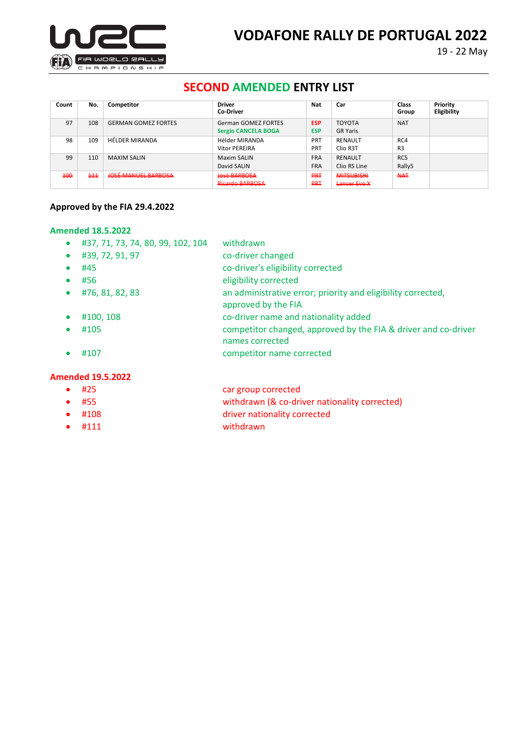# VODAFONE RALLY DE PORTUGAL 2022

19 - 22 May

## SECOND AMENDED ENTRY LIST

| Count | No. | Competitor | Driver<br>Co-Driver | Nat | Car | Class<br>Group | Priority<br>Eligibility |
|---|---|---|---|---|---|---|---|
| 97 | 108 | GERMAN GOMEZ FORTES | German GOMEZ FORTES<br>**Sergio CANCELA BOGA** | **ESP**<br>**ESP** | TOYOTA<br>GR Yaris | NAT | |
| 98 | 109 | HÉLDER MIRANDA | Hélder MIRANDA<br>Vitor PEREIRA | PRT<br>PRT | RENAULT<br>Clio R3T | RC4<br>R3 | |
| 99 | 110 | MAXIM SALIN | Maxim SALIN<br>David SALIN | FRA<br>FRA | RENAULT<br>Clio RS Line | RC5<br>Rally5 | |
| ~~100~~ | ~~111~~ | ~~JOSÉ MANUEL BARBOSA~~ | ~~José BARBOSA~~<br>~~Ricardo BARBOSA~~ | ~~PRT~~<br>~~PRT~~ | ~~MITSUBISHI~~<br>~~Lancer Evo X~~ | ~~NAT~~ | |

**Approved by the FIA 29.4.2022**

**Amended 18.5.2022**

- #37, 71, 73, 74, 80, 99, 102, 104 — withdrawn
- #39, 72, 91, 97 — co-driver changed
- #45 — co-driver's eligibility corrected
- #56 — eligibility corrected
- #76, 81, 82, 83 — an administrative error; priority and eligibility corrected, approved by the FIA
- #100, 108 — co-driver name and nationality added
- #105 — competitor changed, approved by the FIA & driver and co-driver names corrected
- #107 — competitor name corrected

**Amended 19.5.2022**

- #25 — car group corrected
- #55 — withdrawn (& co-driver nationality corrected)
- #108 — driver nationality corrected
- #111 — withdrawn